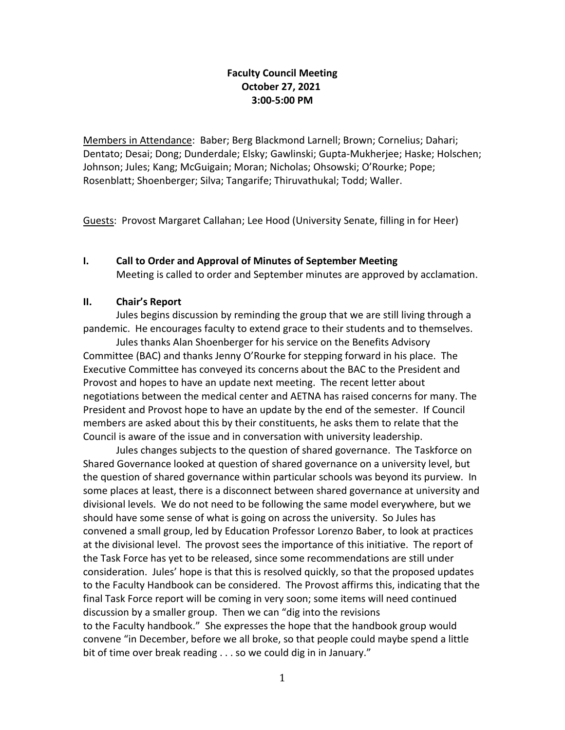# Faculty Council Meeting
## October 27, 2021
## 3:00-5:00 PM

<u>Members in Attendance</u>: Baber; Berg Blackmond Larnell; Brown; Cornelius; Dahari; Dentato; Desai; Dong; Dunderdale; Elsky; Gawlinski; Gupta-Mukherjee; Haske; Holschen; Johnson; Jules; Kang; McGuigain; Moran; Nicholas; Ohsowski; O'Rourke; Pope; Rosenblatt; Shoenberger; Silva; Tangarife; Thiruvathukal; Todd; Waller.

<u>Guests</u>: Provost Margaret Callahan; Lee Hood (University Senate, filling in for Heer)

### I. Call to Order and Approval of Minutes of September Meeting

Meeting is called to order and September minutes are approved by acclamation.

### II. Chair's Report

Jules begins discussion by reminding the group that we are still living through a pandemic. He encourages faculty to extend grace to their students and to themselves.

Jules thanks Alan Shoenberger for his service on the Benefits Advisory Committee (BAC) and thanks Jenny O'Rourke for stepping forward in his place. The Executive Committee has conveyed its concerns about the BAC to the President and Provost and hopes to have an update next meeting. The recent letter about negotiations between the medical center and AETNA has raised concerns for many. The President and Provost hope to have an update by the end of the semester. If Council members are asked about this by their constituents, he asks them to relate that the Council is aware of the issue and in conversation with university leadership.

Jules changes subjects to the question of shared governance. The Taskforce on Shared Governance looked at question of shared governance on a university level, but the question of shared governance within particular schools was beyond its purview. In some places at least, there is a disconnect between shared governance at university and divisional levels. We do not need to be following the same model everywhere, but we should have some sense of what is going on across the university. So Jules has convened a small group, led by Education Professor Lorenzo Baber, to look at practices at the divisional level. The provost sees the importance of this initiative. The report of the Task Force has yet to be released, since some recommendations are still under consideration. Jules' hope is that this is resolved quickly, so that the proposed updates to the Faculty Handbook can be considered. The Provost affirms this, indicating that the final Task Force report will be coming in very soon; some items will need continued discussion by a smaller group. Then we can "dig into the revisions to the Faculty handbook." She expresses the hope that the handbook group would convene "in December, before we all broke, so that people could maybe spend a little bit of time over break reading . . . so we could dig in in January."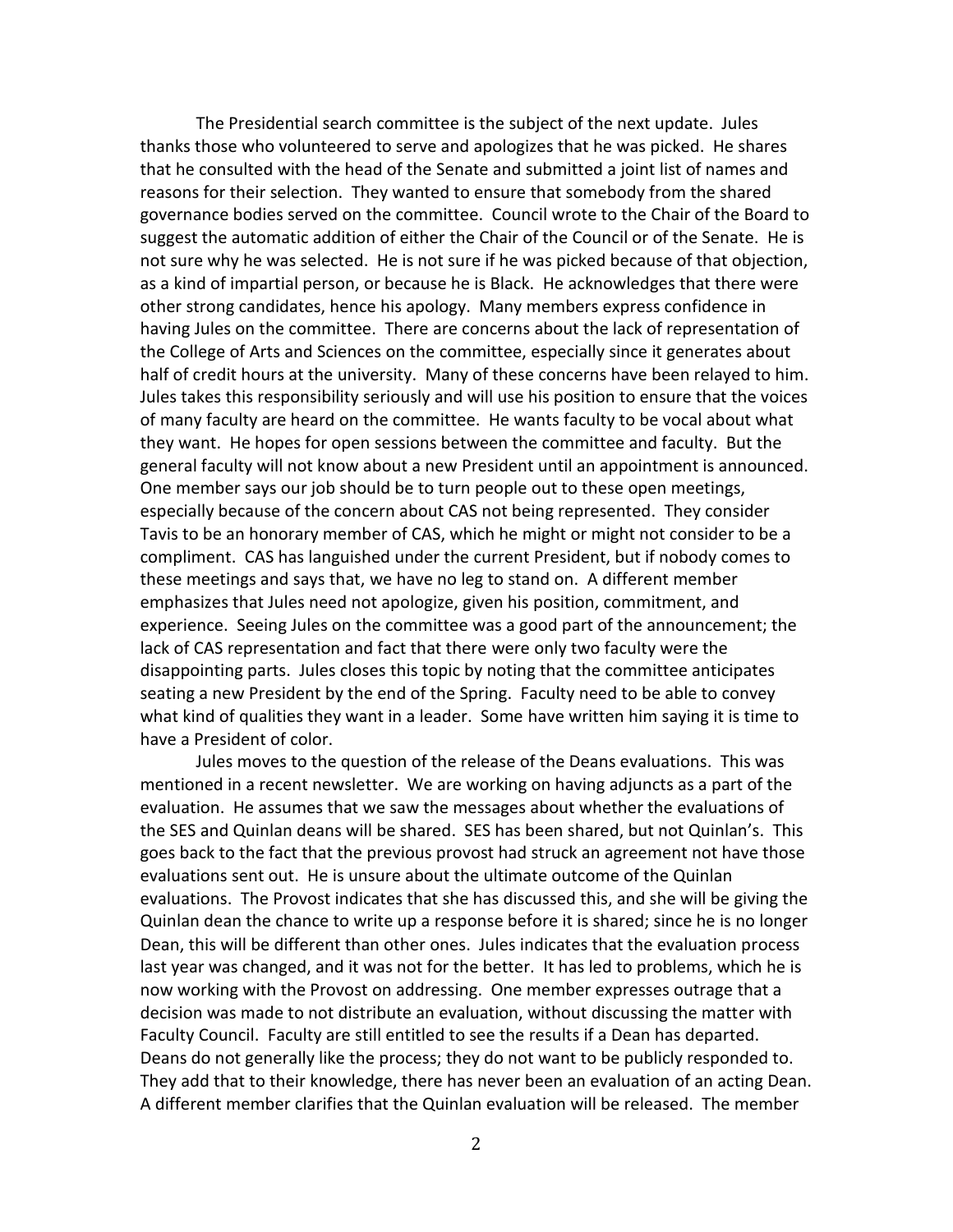The Presidential search committee is the subject of the next update. Jules thanks those who volunteered to serve and apologizes that he was picked. He shares that he consulted with the head of the Senate and submitted a joint list of names and reasons for their selection. They wanted to ensure that somebody from the shared governance bodies served on the committee. Council wrote to the Chair of the Board to suggest the automatic addition of either the Chair of the Council or of the Senate. He is not sure why he was selected. He is not sure if he was picked because of that objection, as a kind of impartial person, or because he is Black. He acknowledges that there were other strong candidates, hence his apology. Many members express confidence in having Jules on the committee. There are concerns about the lack of representation of the College of Arts and Sciences on the committee, especially since it generates about half of credit hours at the university. Many of these concerns have been relayed to him. Jules takes this responsibility seriously and will use his position to ensure that the voices of many faculty are heard on the committee. He wants faculty to be vocal about what they want. He hopes for open sessions between the committee and faculty. But the general faculty will not know about a new President until an appointment is announced. One member says our job should be to turn people out to these open meetings, especially because of the concern about CAS not being represented. They consider Tavis to be an honorary member of CAS, which he might or might not consider to be a compliment. CAS has languished under the current President, but if nobody comes to these meetings and says that, we have no leg to stand on. A different member emphasizes that Jules need not apologize, given his position, commitment, and experience. Seeing Jules on the committee was a good part of the announcement; the lack of CAS representation and fact that there were only two faculty were the disappointing parts. Jules closes this topic by noting that the committee anticipates seating a new President by the end of the Spring. Faculty need to be able to convey what kind of qualities they want in a leader. Some have written him saying it is time to have a President of color.

Jules moves to the question of the release of the Deans evaluations. This was mentioned in a recent newsletter. We are working on having adjuncts as a part of the evaluation. He assumes that we saw the messages about whether the evaluations of the SES and Quinlan deans will be shared. SES has been shared, but not Quinlan's. This goes back to the fact that the previous provost had struck an agreement not have those evaluations sent out. He is unsure about the ultimate outcome of the Quinlan evaluations. The Provost indicates that she has discussed this, and she will be giving the Quinlan dean the chance to write up a response before it is shared; since he is no longer Dean, this will be different than other ones. Jules indicates that the evaluation process last year was changed, and it was not for the better. It has led to problems, which he is now working with the Provost on addressing. One member expresses outrage that a decision was made to not distribute an evaluation, without discussing the matter with Faculty Council. Faculty are still entitled to see the results if a Dean has departed. Deans do not generally like the process; they do not want to be publicly responded to. They add that to their knowledge, there has never been an evaluation of an acting Dean. A different member clarifies that the Quinlan evaluation will be released. The member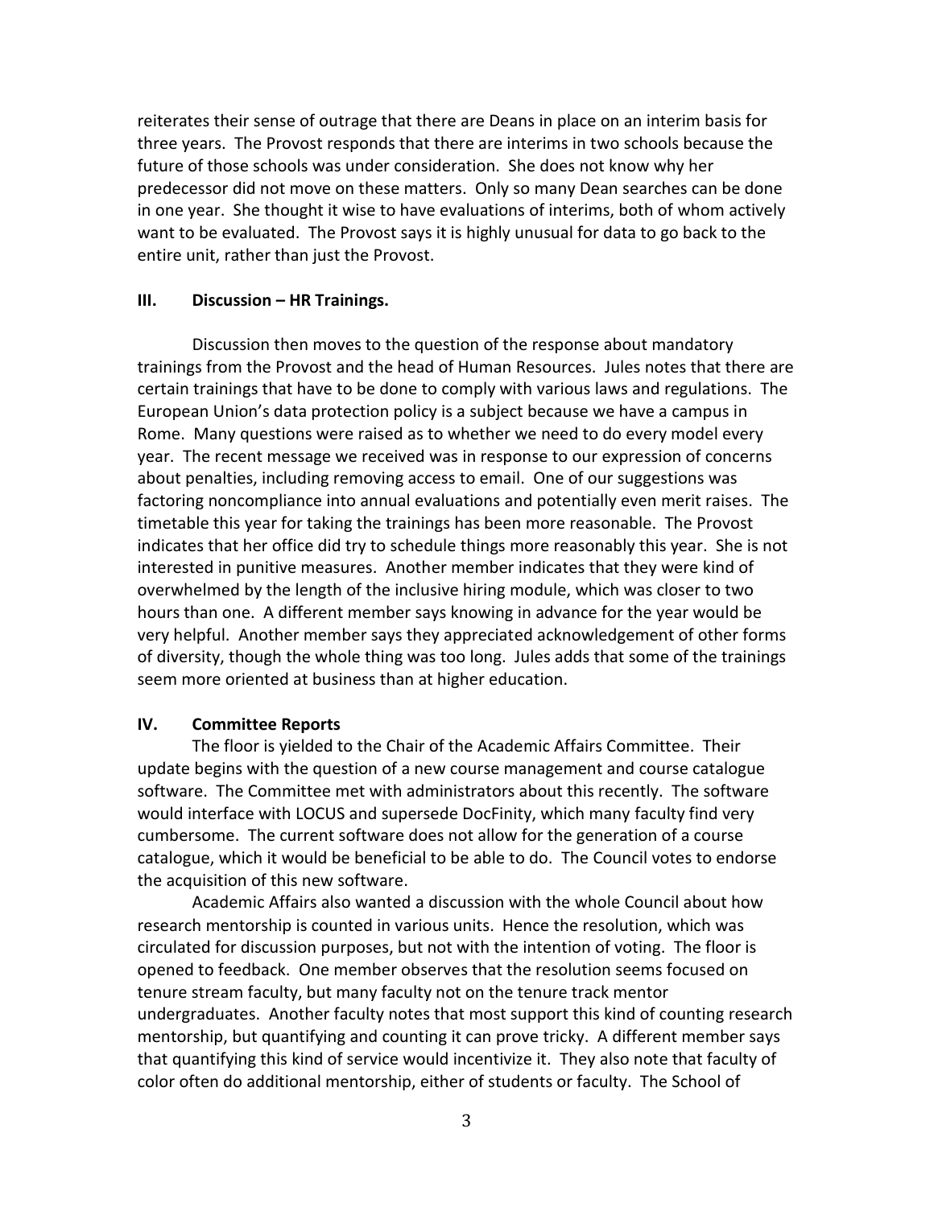reiterates their sense of outrage that there are Deans in place on an interim basis for three years. The Provost responds that there are interims in two schools because the future of those schools was under consideration. She does not know why her predecessor did not move on these matters. Only so many Dean searches can be done in one year. She thought it wise to have evaluations of interims, both of whom actively want to be evaluated. The Provost says it is highly unusual for data to go back to the entire unit, rather than just the Provost.

## III. Discussion – HR Trainings.

Discussion then moves to the question of the response about mandatory trainings from the Provost and the head of Human Resources. Jules notes that there are certain trainings that have to be done to comply with various laws and regulations. The European Union's data protection policy is a subject because we have a campus in Rome. Many questions were raised as to whether we need to do every model every year. The recent message we received was in response to our expression of concerns about penalties, including removing access to email. One of our suggestions was factoring noncompliance into annual evaluations and potentially even merit raises. The timetable this year for taking the trainings has been more reasonable. The Provost indicates that her office did try to schedule things more reasonably this year. She is not interested in punitive measures. Another member indicates that they were kind of overwhelmed by the length of the inclusive hiring module, which was closer to two hours than one. A different member says knowing in advance for the year would be very helpful. Another member says they appreciated acknowledgement of other forms of diversity, though the whole thing was too long. Jules adds that some of the trainings seem more oriented at business than at higher education.

## IV. Committee Reports

The floor is yielded to the Chair of the Academic Affairs Committee. Their update begins with the question of a new course management and course catalogue software. The Committee met with administrators about this recently. The software would interface with LOCUS and supersede DocFinity, which many faculty find very cumbersome. The current software does not allow for the generation of a course catalogue, which it would be beneficial to be able to do. The Council votes to endorse the acquisition of this new software.

Academic Affairs also wanted a discussion with the whole Council about how research mentorship is counted in various units. Hence the resolution, which was circulated for discussion purposes, but not with the intention of voting. The floor is opened to feedback. One member observes that the resolution seems focused on tenure stream faculty, but many faculty not on the tenure track mentor undergraduates. Another faculty notes that most support this kind of counting research mentorship, but quantifying and counting it can prove tricky. A different member says that quantifying this kind of service would incentivize it. They also note that faculty of color often do additional mentorship, either of students or faculty. The School of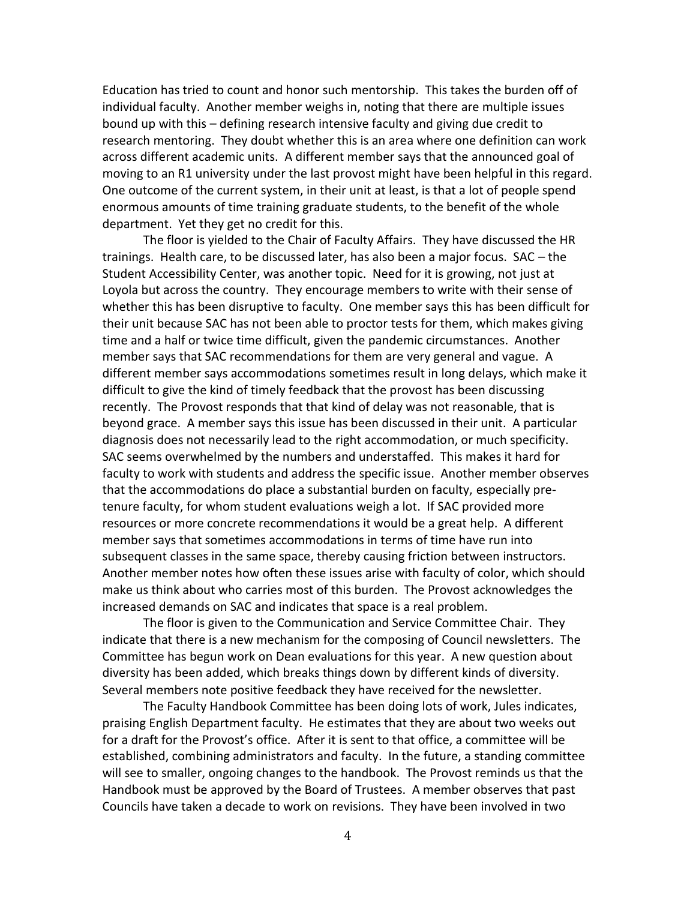Education has tried to count and honor such mentorship. This takes the burden off of individual faculty. Another member weighs in, noting that there are multiple issues bound up with this – defining research intensive faculty and giving due credit to research mentoring. They doubt whether this is an area where one definition can work across different academic units. A different member says that the announced goal of moving to an R1 university under the last provost might have been helpful in this regard. One outcome of the current system, in their unit at least, is that a lot of people spend enormous amounts of time training graduate students, to the benefit of the whole department. Yet they get no credit for this.

The floor is yielded to the Chair of Faculty Affairs. They have discussed the HR trainings. Health care, to be discussed later, has also been a major focus. SAC – the Student Accessibility Center, was another topic. Need for it is growing, not just at Loyola but across the country. They encourage members to write with their sense of whether this has been disruptive to faculty. One member says this has been difficult for their unit because SAC has not been able to proctor tests for them, which makes giving time and a half or twice time difficult, given the pandemic circumstances. Another member says that SAC recommendations for them are very general and vague. A different member says accommodations sometimes result in long delays, which make it difficult to give the kind of timely feedback that the provost has been discussing recently. The Provost responds that that kind of delay was not reasonable, that is beyond grace. A member says this issue has been discussed in their unit. A particular diagnosis does not necessarily lead to the right accommodation, or much specificity. SAC seems overwhelmed by the numbers and understaffed. This makes it hard for faculty to work with students and address the specific issue. Another member observes that the accommodations do place a substantial burden on faculty, especially pre-tenure faculty, for whom student evaluations weigh a lot. If SAC provided more resources or more concrete recommendations it would be a great help. A different member says that sometimes accommodations in terms of time have run into subsequent classes in the same space, thereby causing friction between instructors. Another member notes how often these issues arise with faculty of color, which should make us think about who carries most of this burden. The Provost acknowledges the increased demands on SAC and indicates that space is a real problem.

The floor is given to the Communication and Service Committee Chair. They indicate that there is a new mechanism for the composing of Council newsletters. The Committee has begun work on Dean evaluations for this year. A new question about diversity has been added, which breaks things down by different kinds of diversity. Several members note positive feedback they have received for the newsletter.

The Faculty Handbook Committee has been doing lots of work, Jules indicates, praising English Department faculty. He estimates that they are about two weeks out for a draft for the Provost's office. After it is sent to that office, a committee will be established, combining administrators and faculty. In the future, a standing committee will see to smaller, ongoing changes to the handbook. The Provost reminds us that the Handbook must be approved by the Board of Trustees. A member observes that past Councils have taken a decade to work on revisions. They have been involved in two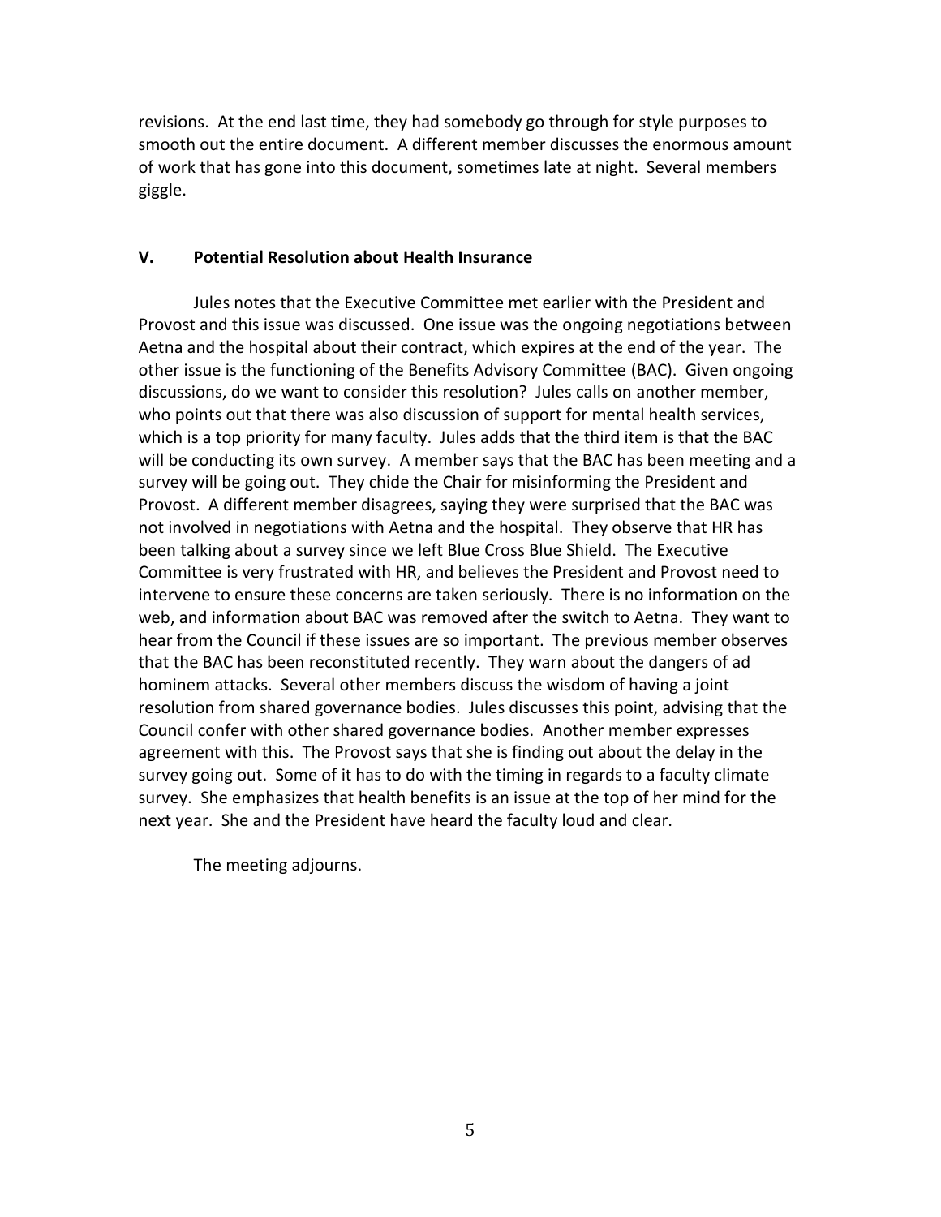revisions. At the end last time, they had somebody go through for style purposes to smooth out the entire document. A different member discusses the enormous amount of work that has gone into this document, sometimes late at night. Several members giggle.

## V. Potential Resolution about Health Insurance

Jules notes that the Executive Committee met earlier with the President and Provost and this issue was discussed. One issue was the ongoing negotiations between Aetna and the hospital about their contract, which expires at the end of the year. The other issue is the functioning of the Benefits Advisory Committee (BAC). Given ongoing discussions, do we want to consider this resolution? Jules calls on another member, who points out that there was also discussion of support for mental health services, which is a top priority for many faculty. Jules adds that the third item is that the BAC will be conducting its own survey. A member says that the BAC has been meeting and a survey will be going out. They chide the Chair for misinforming the President and Provost. A different member disagrees, saying they were surprised that the BAC was not involved in negotiations with Aetna and the hospital. They observe that HR has been talking about a survey since we left Blue Cross Blue Shield. The Executive Committee is very frustrated with HR, and believes the President and Provost need to intervene to ensure these concerns are taken seriously. There is no information on the web, and information about BAC was removed after the switch to Aetna. They want to hear from the Council if these issues are so important. The previous member observes that the BAC has been reconstituted recently. They warn about the dangers of ad hominem attacks. Several other members discuss the wisdom of having a joint resolution from shared governance bodies. Jules discusses this point, advising that the Council confer with other shared governance bodies. Another member expresses agreement with this. The Provost says that she is finding out about the delay in the survey going out. Some of it has to do with the timing in regards to a faculty climate survey. She emphasizes that health benefits is an issue at the top of her mind for the next year. She and the President have heard the faculty loud and clear.

The meeting adjourns.